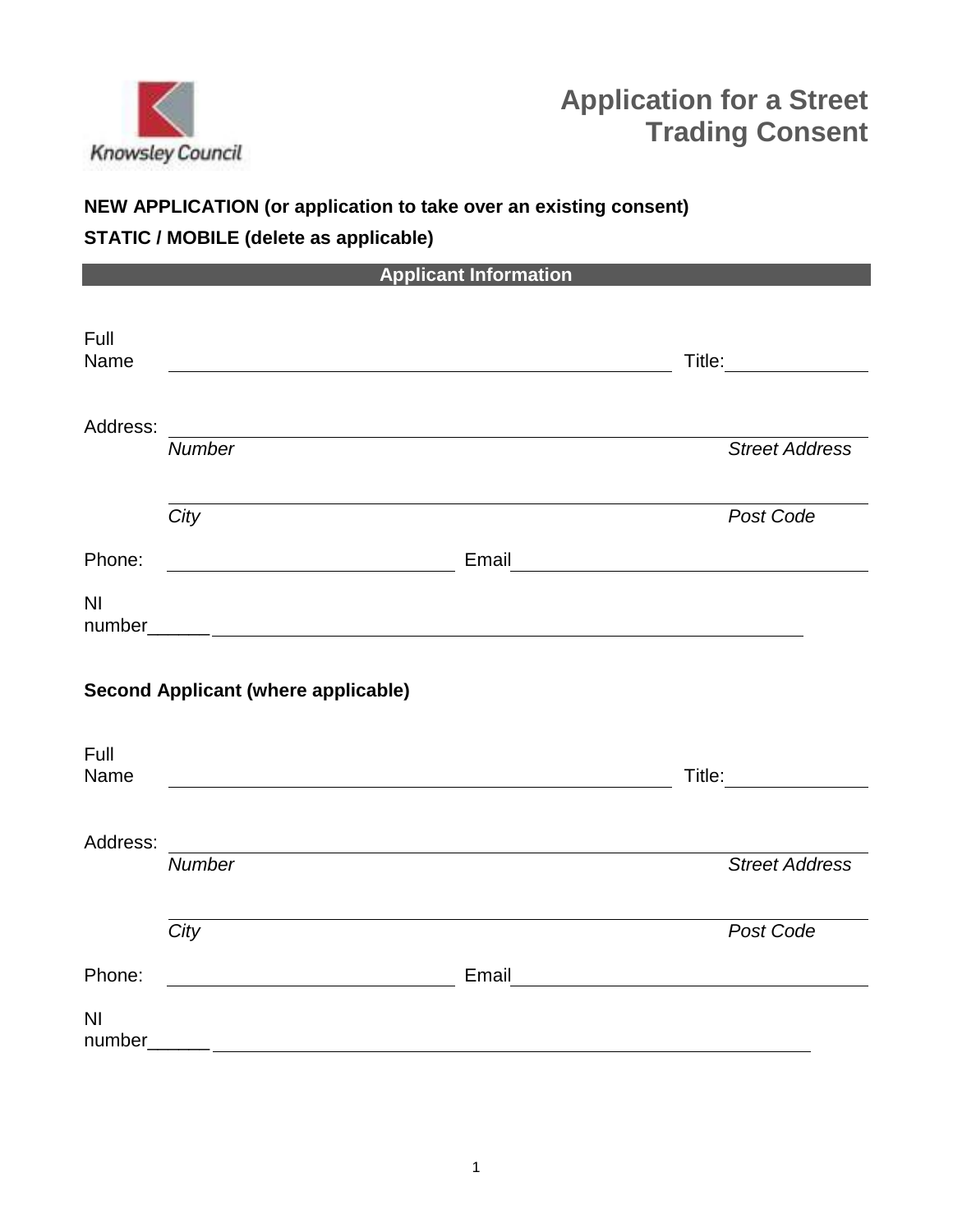Knowsley Council

# Application for a Street Trading Consent

**NEW APPLICATION (or application to take over an existing consent)**

**STATIC / MOBILE (delete as applicable)**

## Applicant Information

Full Name ______________________________ Title: ____________

Address: ______________________________________________

*Number* *Street Address*

______________________________________________

*City* *Post Code*

Phone: ____________________ Email ____________________

NI number______ ______________________________________

**Second Applicant (where applicable)**

Full Name ______________________________ Title: ____________

Address: ______________________________________________

*Number* *Street Address*

______________________________________________

*City* *Post Code*

Phone: ____________________ Email ____________________

NI number______ ______________________________________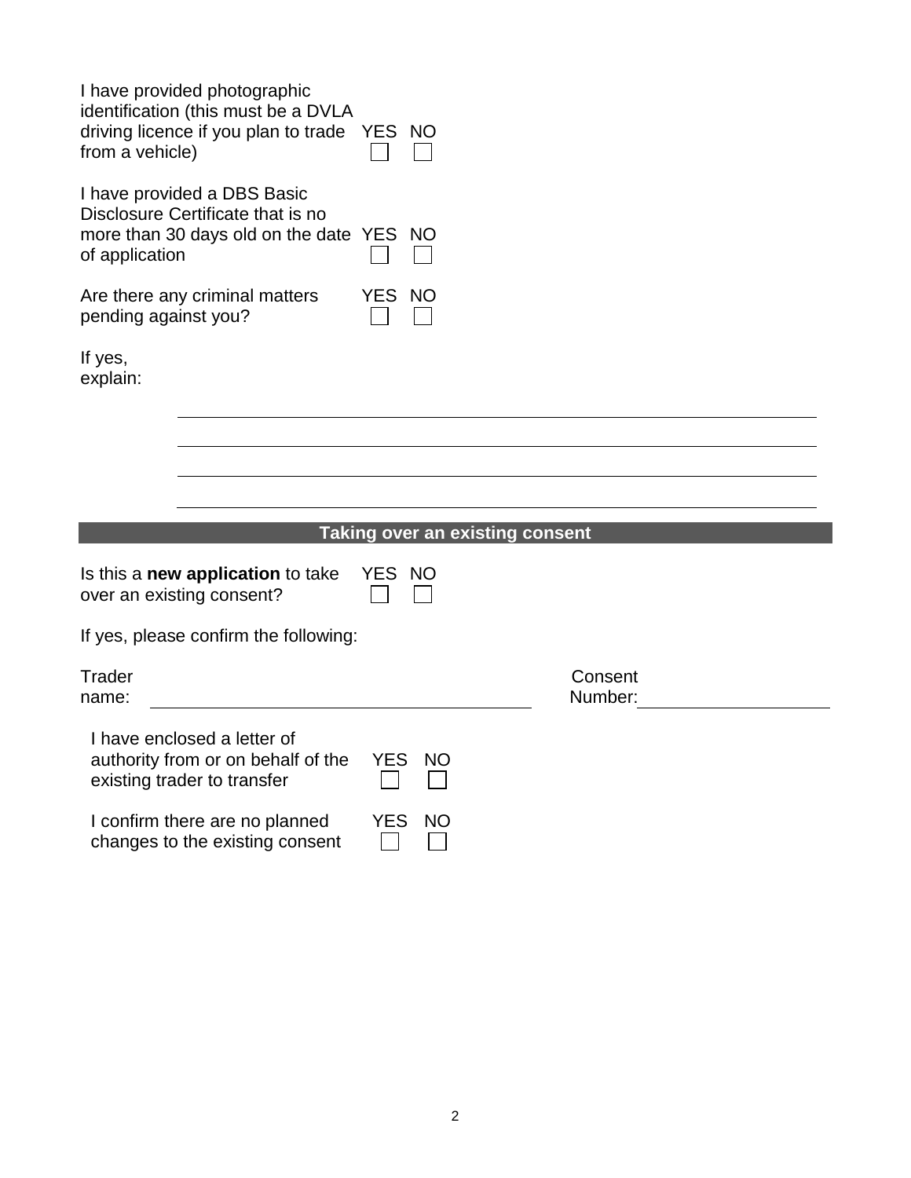I have provided photographic identification (this must be a DVLA driving licence if you plan to trade from a vehicle) YES ☐ NO ☐

I have provided a DBS Basic Disclosure Certificate that is no more than 30 days old on the date of application YES ☐ NO ☐

Are there any criminal matters pending against you? YES ☐ NO ☐

If yes, explain:

\_\_\_\_\_\_\_\_\_\_\_\_\_\_\_\_\_\_\_\_\_\_\_\_\_\_\_\_\_\_\_\_\_\_\_\_\_\_\_\_\_\_\_\_\_\_\_\_\_\_\_\_

\_\_\_\_\_\_\_\_\_\_\_\_\_\_\_\_\_\_\_\_\_\_\_\_\_\_\_\_\_\_\_\_\_\_\_\_\_\_\_\_\_\_\_\_\_\_\_\_\_\_\_\_

\_\_\_\_\_\_\_\_\_\_\_\_\_\_\_\_\_\_\_\_\_\_\_\_\_\_\_\_\_\_\_\_\_\_\_\_\_\_\_\_\_\_\_\_\_\_\_\_\_\_\_\_

\_\_\_\_\_\_\_\_\_\_\_\_\_\_\_\_\_\_\_\_\_\_\_\_\_\_\_\_\_\_\_\_\_\_\_\_\_\_\_\_\_\_\_\_\_\_\_\_\_\_\_\_

## Taking over an existing consent

Is this a **new application** to take over an existing consent? YES ☐ NO ☐

If yes, please confirm the following:

Trader name: \_\_\_\_\_\_\_\_\_\_\_\_\_\_\_\_\_\_\_\_\_\_\_\_\_\_\_\_\_\_ Consent Number: \_\_\_\_\_\_\_\_\_\_\_\_\_\_\_\_

I have enclosed a letter of authority from or on behalf of the existing trader to transfer YES ☐ NO ☐

I confirm there are no planned changes to the existing consent YES ☐ NO ☐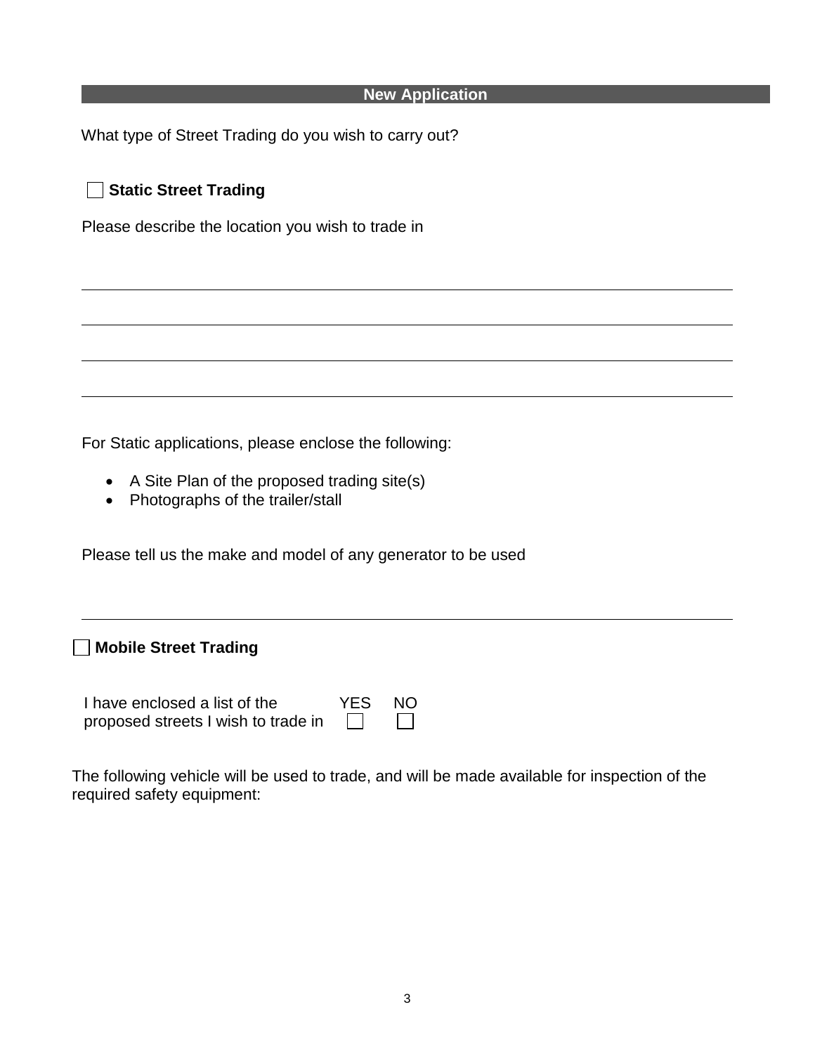## New Application

What type of Street Trading do you wish to carry out?

☐ **Static Street Trading**

Please describe the location you wish to trade in

\_\_\_\_\_\_\_\_\_\_\_\_\_\_\_\_\_\_\_\_\_\_\_\_\_\_\_\_\_\_\_\_\_\_\_\_\_\_\_\_\_\_\_\_\_\_\_\_\_\_\_\_\_\_\_\_\_\_\_\_\_\_\_\_

\_\_\_\_\_\_\_\_\_\_\_\_\_\_\_\_\_\_\_\_\_\_\_\_\_\_\_\_\_\_\_\_\_\_\_\_\_\_\_\_\_\_\_\_\_\_\_\_\_\_\_\_\_\_\_\_\_\_\_\_\_\_\_\_

\_\_\_\_\_\_\_\_\_\_\_\_\_\_\_\_\_\_\_\_\_\_\_\_\_\_\_\_\_\_\_\_\_\_\_\_\_\_\_\_\_\_\_\_\_\_\_\_\_\_\_\_\_\_\_\_\_\_\_\_\_\_\_\_

\_\_\_\_\_\_\_\_\_\_\_\_\_\_\_\_\_\_\_\_\_\_\_\_\_\_\_\_\_\_\_\_\_\_\_\_\_\_\_\_\_\_\_\_\_\_\_\_\_\_\_\_\_\_\_\_\_\_\_\_\_\_\_\_

For Static applications, please enclose the following:

- A Site Plan of the proposed trading site(s)
- Photographs of the trailer/stall

Please tell us the make and model of any generator to be used

\_\_\_\_\_\_\_\_\_\_\_\_\_\_\_\_\_\_\_\_\_\_\_\_\_\_\_\_\_\_\_\_\_\_\_\_\_\_\_\_\_\_\_\_\_\_\_\_\_\_\_\_\_\_\_\_\_\_\_\_\_\_\_\_

☐ **Mobile Street Trading**

| | YES | NO |
|---|---|---|
| I have enclosed a list of the proposed streets I wish to trade in | ☐ | ☐ |

The following vehicle will be used to trade, and will be made available for inspection of the required safety equipment: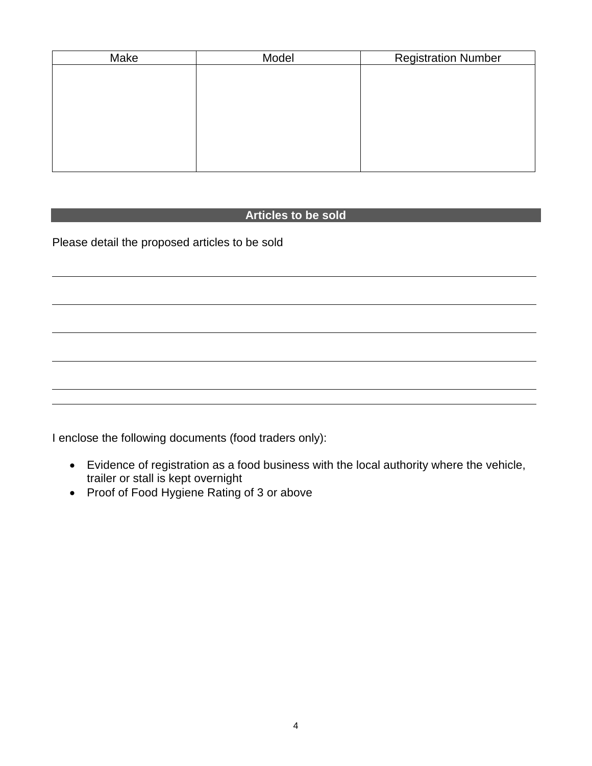| Make | Model | Registration Number |
| --- | --- | --- |
| | | |

## Articles to be sold

Please detail the proposed articles to be sold

I enclose the following documents (food traders only):

- Evidence of registration as a food business with the local authority where the vehicle, trailer or stall is kept overnight
- Proof of Food Hygiene Rating of 3 or above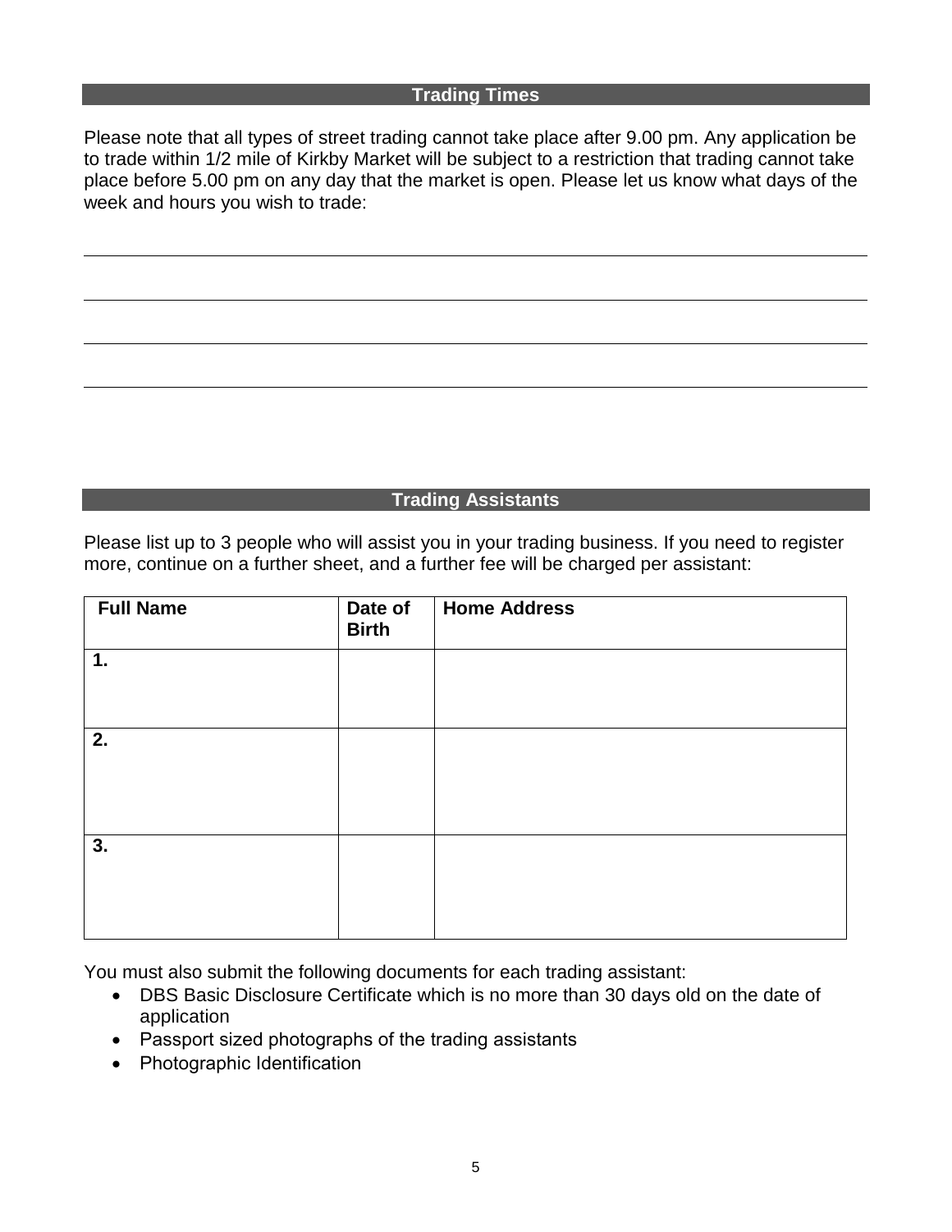## Trading Times

Please note that all types of street trading cannot take place after 9.00 pm. Any application be to trade within 1/2 mile of Kirkby Market will be subject to a restriction that trading cannot take place before 5.00 pm on any day that the market is open. Please let us know what days of the week and hours you wish to trade:

\_\_\_\_\_\_\_\_\_\_\_\_\_\_\_\_\_\_\_\_\_\_\_\_\_\_\_\_\_\_\_\_\_\_\_\_\_\_\_\_\_\_\_\_\_\_\_\_\_\_\_\_\_\_\_\_\_\_\_\_\_\_\_\_\_\_\_\_\_\_\_\_

\_\_\_\_\_\_\_\_\_\_\_\_\_\_\_\_\_\_\_\_\_\_\_\_\_\_\_\_\_\_\_\_\_\_\_\_\_\_\_\_\_\_\_\_\_\_\_\_\_\_\_\_\_\_\_\_\_\_\_\_\_\_\_\_\_\_\_\_\_\_\_\_

\_\_\_\_\_\_\_\_\_\_\_\_\_\_\_\_\_\_\_\_\_\_\_\_\_\_\_\_\_\_\_\_\_\_\_\_\_\_\_\_\_\_\_\_\_\_\_\_\_\_\_\_\_\_\_\_\_\_\_\_\_\_\_\_\_\_\_\_\_\_\_\_

\_\_\_\_\_\_\_\_\_\_\_\_\_\_\_\_\_\_\_\_\_\_\_\_\_\_\_\_\_\_\_\_\_\_\_\_\_\_\_\_\_\_\_\_\_\_\_\_\_\_\_\_\_\_\_\_\_\_\_\_\_\_\_\_\_\_\_\_\_\_\_\_

## Trading Assistants

Please list up to 3 people who will assist you in your trading business. If you need to register more, continue on a further sheet, and a further fee will be charged per assistant:

| Full Name | Date of Birth | Home Address |
|---|---|---|
| **1.** | | |
| **2.** | | |
| **3.** | | |

You must also submit the following documents for each trading assistant:

- DBS Basic Disclosure Certificate which is no more than 30 days old on the date of application
- Passport sized photographs of the trading assistants
- Photographic Identification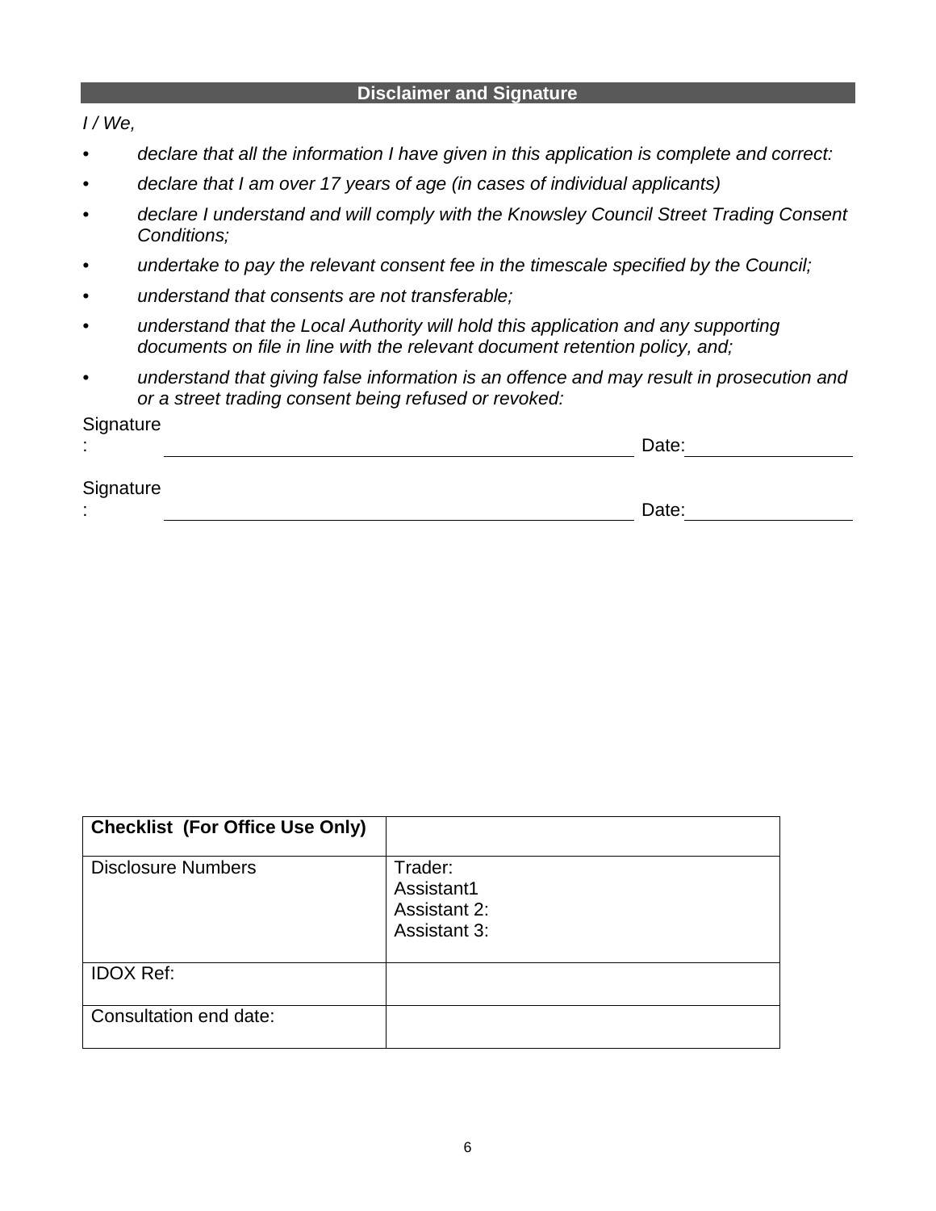## Disclaimer and Signature

*I / We,*

- *declare that all the information I have given in this application is complete and correct:*
- *declare that I am over 17 years of age (in cases of individual applicants)*
- *declare I understand and will comply with the Knowsley Council Street Trading Consent Conditions;*
- *undertake to pay the relevant consent fee in the timescale specified by the Council;*
- *understand that consents are not transferable;*
- *understand that the Local Authority will hold this application and any supporting documents on file in line with the relevant document retention policy, and;*
- *understand that giving false information is an offence and may result in prosecution and or a street trading consent being refused or revoked:*

Signature: \_\_\_\_\_\_\_\_\_\_\_\_\_\_\_\_\_\_\_\_\_\_\_\_\_\_\_\_\_\_\_\_\_\_\_\_\_\_\_\_ Date: \_\_\_\_\_\_\_\_\_\_\_\_\_\_\_\_

Signature: \_\_\_\_\_\_\_\_\_\_\_\_\_\_\_\_\_\_\_\_\_\_\_\_\_\_\_\_\_\_\_\_\_\_\_\_\_\_\_\_ Date: \_\_\_\_\_\_\_\_\_\_\_\_\_\_\_\_

| **Checklist (For Office Use Only)** | |
|---|---|
| Disclosure Numbers | Trader:<br>Assistant1<br>Assistant 2:<br>Assistant 3: |
| IDOX Ref: | |
| Consultation end date: | |